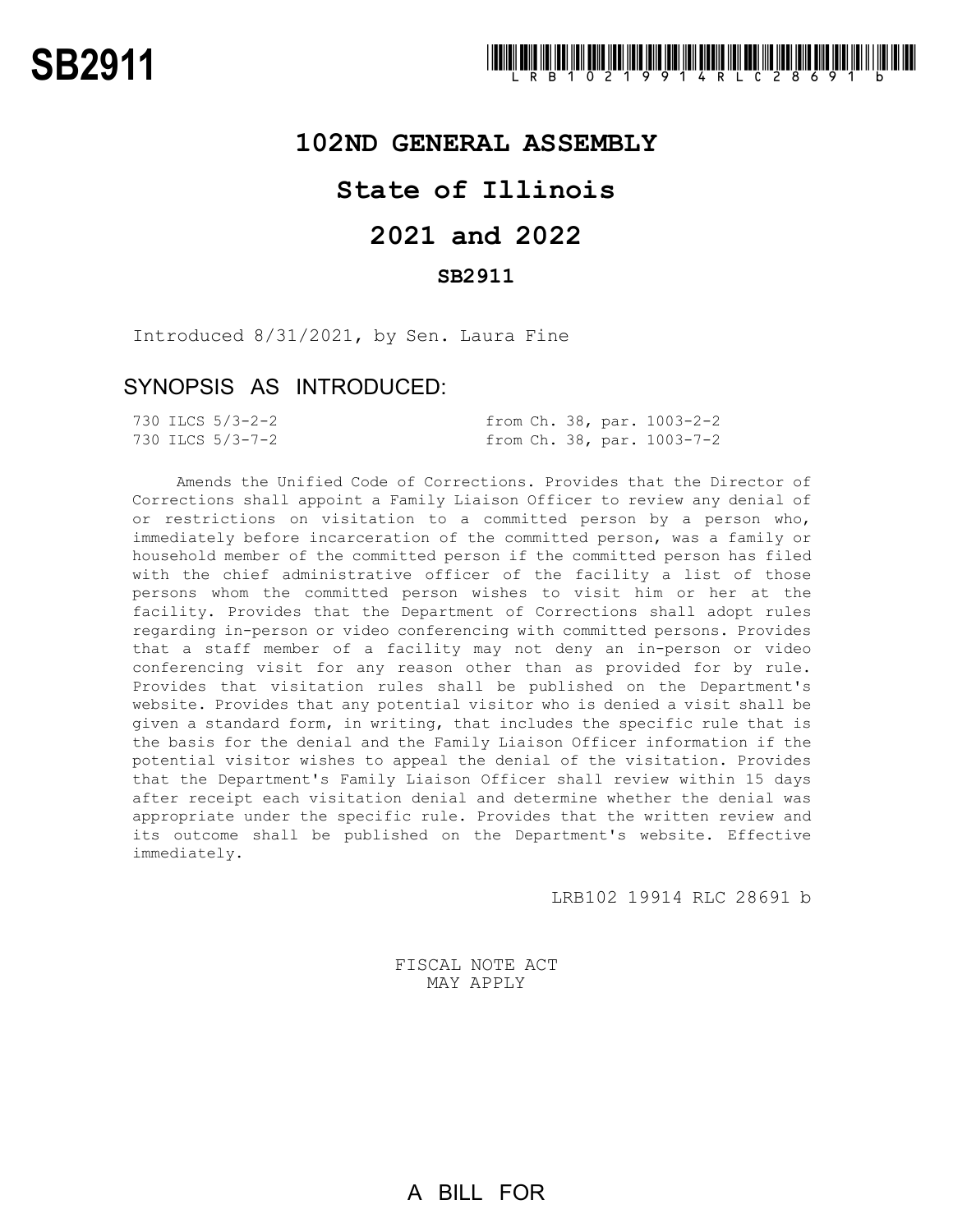# SB2911

LRB102 19914 RLC 28691 b

## 102ND GENERAL ASSEMBLY

## State of Illinois

## 2021 and 2022

### SB2911

Introduced 8/31/2021, by Sen. Laura Fine

## SYNOPSIS AS INTRODUCED:

| | |
|---|---|
| 730 ILCS 5/3-2-2 | from Ch. 38, par. 1003-2-2 |
| 730 ILCS 5/3-7-2 | from Ch. 38, par. 1003-7-2 |

Amends the Unified Code of Corrections. Provides that the Director of Corrections shall appoint a Family Liaison Officer to review any denial of or restrictions on visitation to a committed person by a person who, immediately before incarceration of the committed person, was a family or household member of the committed person if the committed person has filed with the chief administrative officer of the facility a list of those persons whom the committed person wishes to visit him or her at the facility. Provides that the Department of Corrections shall adopt rules regarding in-person or video conferencing with committed persons. Provides that a staff member of a facility may not deny an in-person or video conferencing visit for any reason other than as provided for by rule. Provides that visitation rules shall be published on the Department's website. Provides that any potential visitor who is denied a visit shall be given a standard form, in writing, that includes the specific rule that is the basis for the denial and the Family Liaison Officer information if the potential visitor wishes to appeal the denial of the visitation. Provides that the Department's Family Liaison Officer shall review within 15 days after receipt each visitation denial and determine whether the denial was appropriate under the specific rule. Provides that the written review and its outcome shall be published on the Department's website. Effective immediately.

LRB102 19914 RLC 28691 b

FISCAL NOTE ACT
MAY APPLY

A BILL FOR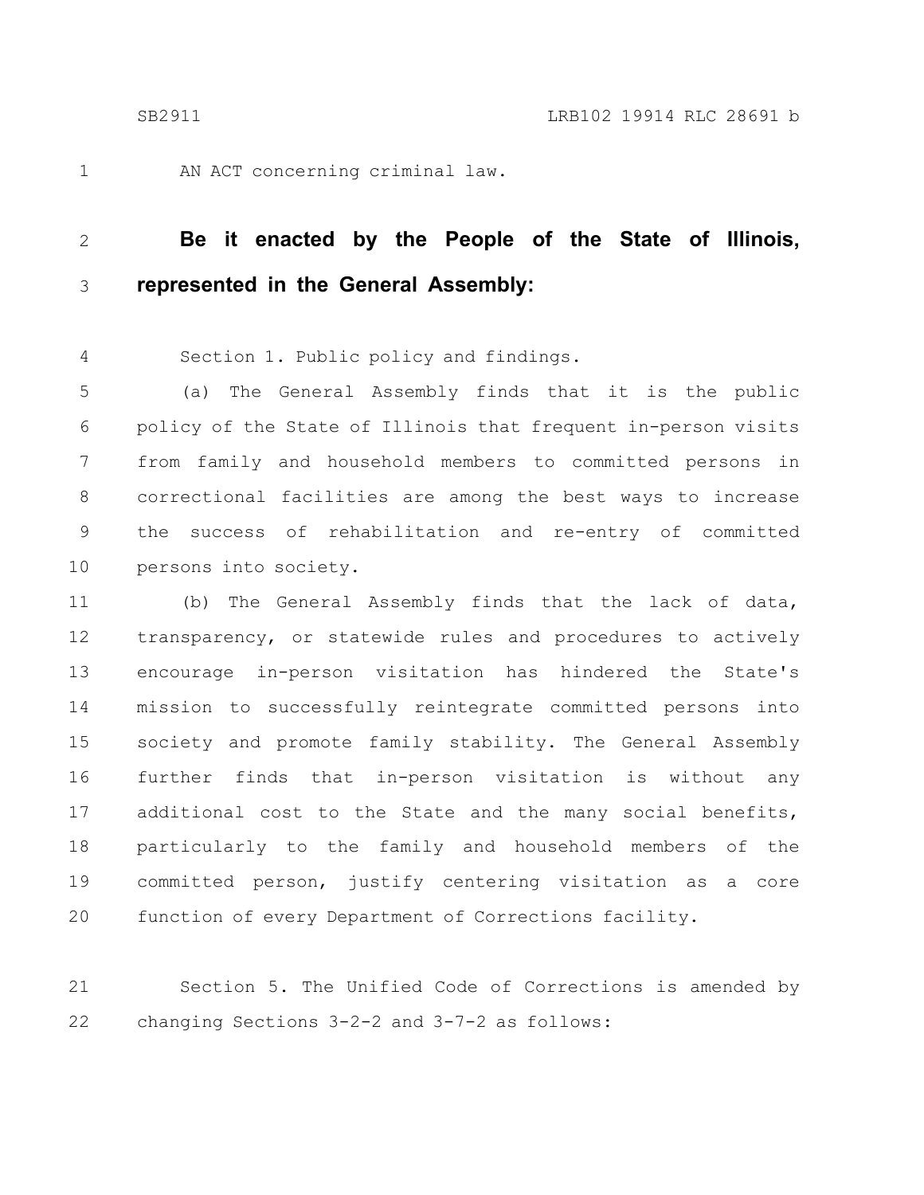AN ACT concerning criminal law.

**Be it enacted by the People of the State of Illinois, represented in the General Assembly:**

Section 1. Public policy and findings.

(a) The General Assembly finds that it is the public policy of the State of Illinois that frequent in-person visits from family and household members to committed persons in correctional facilities are among the best ways to increase the success of rehabilitation and re-entry of committed persons into society.

(b) The General Assembly finds that the lack of data, transparency, or statewide rules and procedures to actively encourage in-person visitation has hindered the State's mission to successfully reintegrate committed persons into society and promote family stability. The General Assembly further finds that in-person visitation is without any additional cost to the State and the many social benefits, particularly to the family and household members of the committed person, justify centering visitation as a core function of every Department of Corrections facility.

Section 5. The Unified Code of Corrections is amended by changing Sections 3-2-2 and 3-7-2 as follows: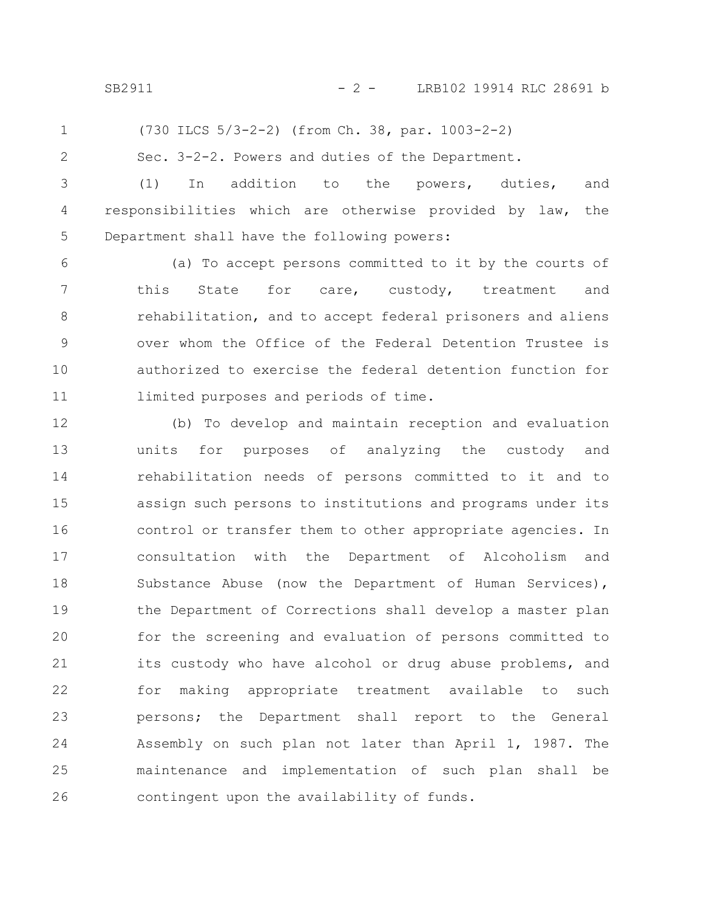(730 ILCS 5/3-2-2) (from Ch. 38, par. 1003-2-2)

Sec. 3-2-2. Powers and duties of the Department.

(1) In addition to the powers, duties, and responsibilities which are otherwise provided by law, the Department shall have the following powers:

(a) To accept persons committed to it by the courts of this State for care, custody, treatment and rehabilitation, and to accept federal prisoners and aliens over whom the Office of the Federal Detention Trustee is authorized to exercise the federal detention function for limited purposes and periods of time.

(b) To develop and maintain reception and evaluation units for purposes of analyzing the custody and rehabilitation needs of persons committed to it and to assign such persons to institutions and programs under its control or transfer them to other appropriate agencies. In consultation with the Department of Alcoholism and Substance Abuse (now the Department of Human Services), the Department of Corrections shall develop a master plan for the screening and evaluation of persons committed to its custody who have alcohol or drug abuse problems, and for making appropriate treatment available to such persons; the Department shall report to the General Assembly on such plan not later than April 1, 1987. The maintenance and implementation of such plan shall be contingent upon the availability of funds.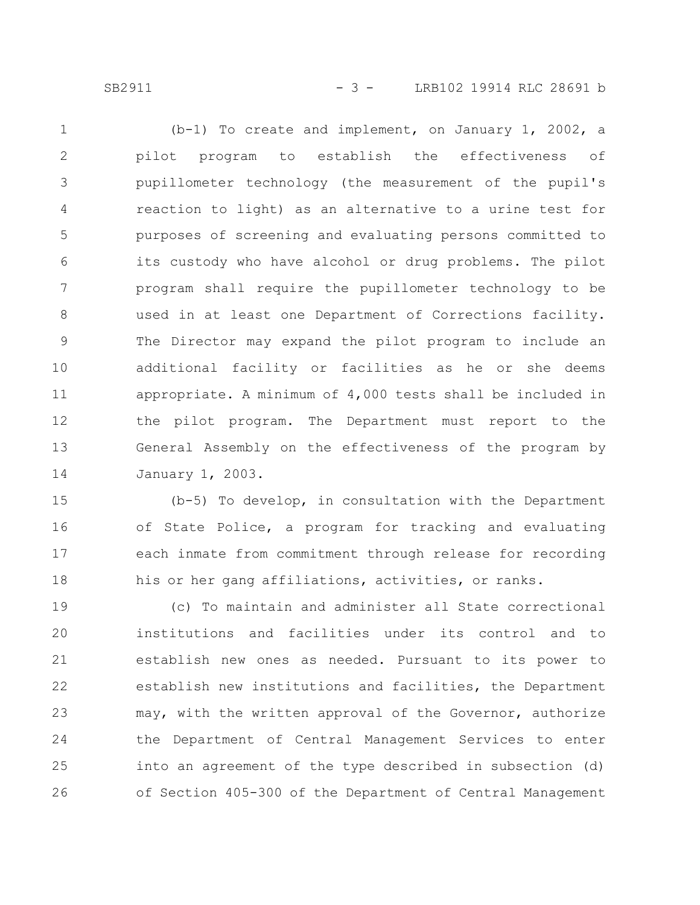(b-1) To create and implement, on January 1, 2002, a pilot program to establish the effectiveness of pupillometer technology (the measurement of the pupil's reaction to light) as an alternative to a urine test for purposes of screening and evaluating persons committed to its custody who have alcohol or drug problems. The pilot program shall require the pupillometer technology to be used in at least one Department of Corrections facility. The Director may expand the pilot program to include an additional facility or facilities as he or she deems appropriate. A minimum of 4,000 tests shall be included in the pilot program. The Department must report to the General Assembly on the effectiveness of the program by January 1, 2003.

(b-5) To develop, in consultation with the Department of State Police, a program for tracking and evaluating each inmate from commitment through release for recording his or her gang affiliations, activities, or ranks.

(c) To maintain and administer all State correctional institutions and facilities under its control and to establish new ones as needed. Pursuant to its power to establish new institutions and facilities, the Department may, with the written approval of the Governor, authorize the Department of Central Management Services to enter into an agreement of the type described in subsection (d) of Section 405-300 of the Department of Central Management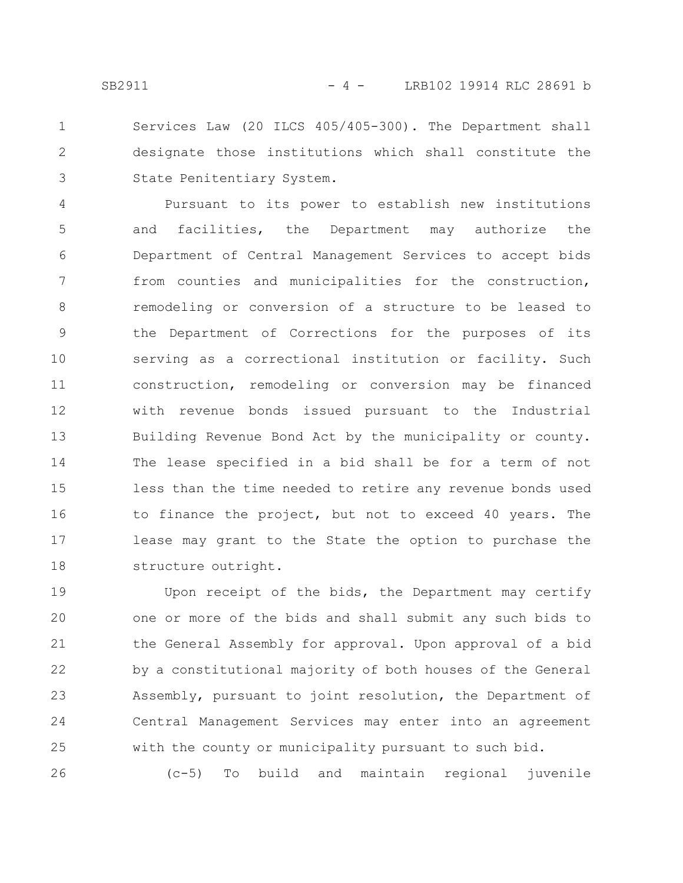Services Law (20 ILCS 405/405-300). The Department shall designate those institutions which shall constitute the State Penitentiary System.

Pursuant to its power to establish new institutions and facilities, the Department may authorize the Department of Central Management Services to accept bids from counties and municipalities for the construction, remodeling or conversion of a structure to be leased to the Department of Corrections for the purposes of its serving as a correctional institution or facility. Such construction, remodeling or conversion may be financed with revenue bonds issued pursuant to the Industrial Building Revenue Bond Act by the municipality or county. The lease specified in a bid shall be for a term of not less than the time needed to retire any revenue bonds used to finance the project, but not to exceed 40 years. The lease may grant to the State the option to purchase the structure outright.

Upon receipt of the bids, the Department may certify one or more of the bids and shall submit any such bids to the General Assembly for approval. Upon approval of a bid by a constitutional majority of both houses of the General Assembly, pursuant to joint resolution, the Department of Central Management Services may enter into an agreement with the county or municipality pursuant to such bid.

(c-5) To build and maintain regional juvenile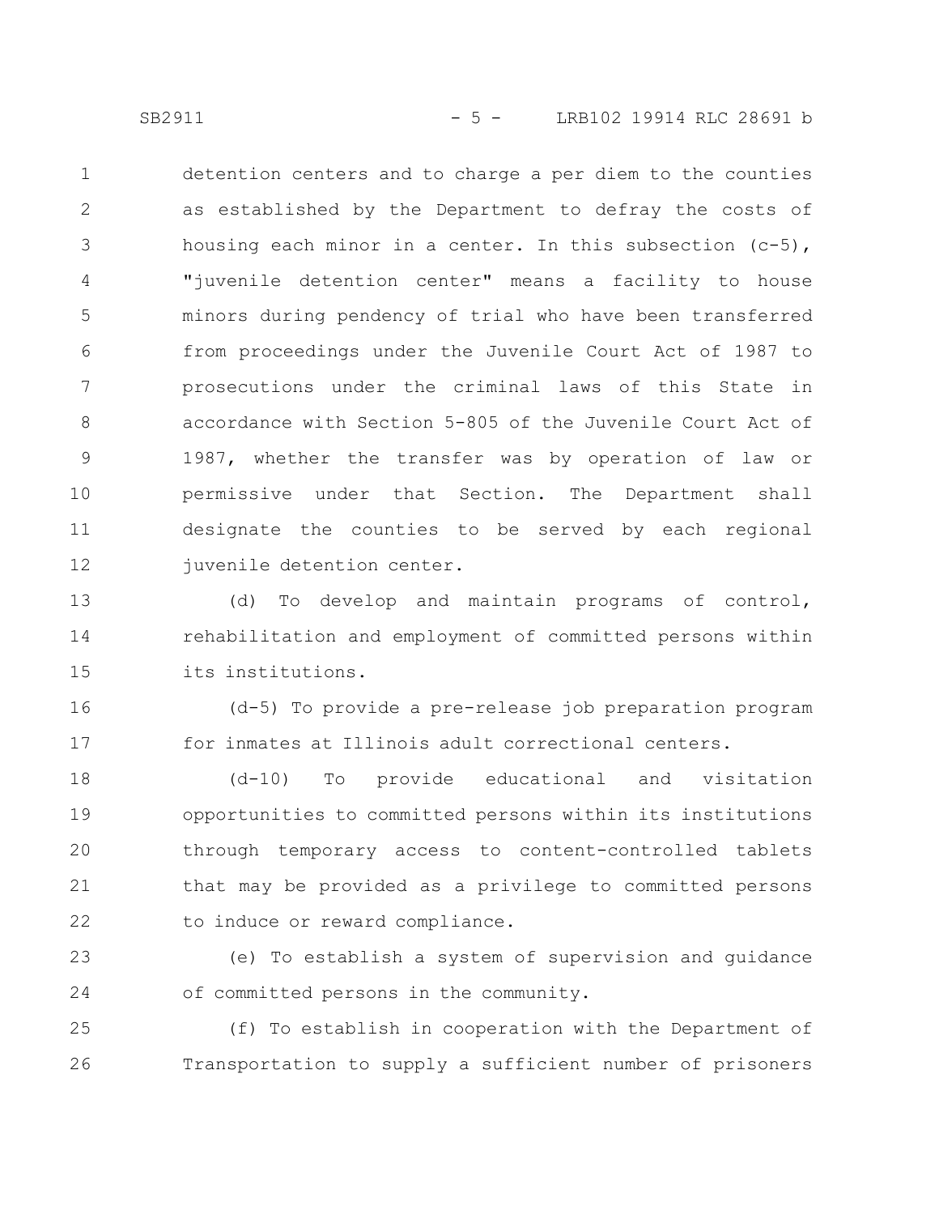detention centers and to charge a per diem to the counties as established by the Department to defray the costs of housing each minor in a center. In this subsection (c-5), "juvenile detention center" means a facility to house minors during pendency of trial who have been transferred from proceedings under the Juvenile Court Act of 1987 to prosecutions under the criminal laws of this State in accordance with Section 5-805 of the Juvenile Court Act of 1987, whether the transfer was by operation of law or permissive under that Section. The Department shall designate the counties to be served by each regional juvenile detention center.

(d) To develop and maintain programs of control, rehabilitation and employment of committed persons within its institutions.

(d-5) To provide a pre-release job preparation program for inmates at Illinois adult correctional centers.

(d-10) To provide educational and visitation opportunities to committed persons within its institutions through temporary access to content-controlled tablets that may be provided as a privilege to committed persons to induce or reward compliance.

(e) To establish a system of supervision and guidance of committed persons in the community.

(f) To establish in cooperation with the Department of Transportation to supply a sufficient number of prisoners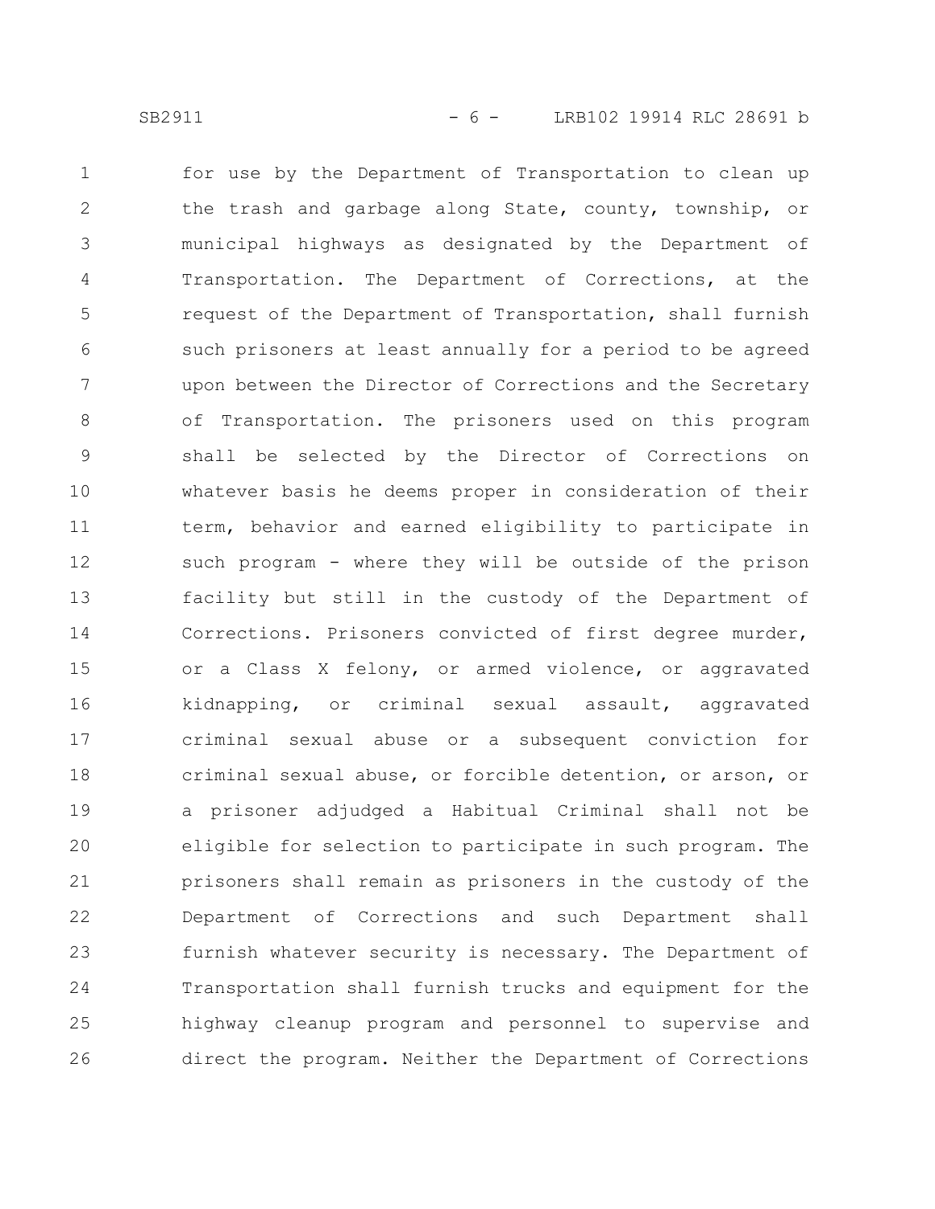for use by the Department of Transportation to clean up the trash and garbage along State, county, township, or municipal highways as designated by the Department of Transportation. The Department of Corrections, at the request of the Department of Transportation, shall furnish such prisoners at least annually for a period to be agreed upon between the Director of Corrections and the Secretary of Transportation. The prisoners used on this program shall be selected by the Director of Corrections on whatever basis he deems proper in consideration of their term, behavior and earned eligibility to participate in such program - where they will be outside of the prison facility but still in the custody of the Department of Corrections. Prisoners convicted of first degree murder, or a Class X felony, or armed violence, or aggravated kidnapping, or criminal sexual assault, aggravated criminal sexual abuse or a subsequent conviction for criminal sexual abuse, or forcible detention, or arson, or a prisoner adjudged a Habitual Criminal shall not be eligible for selection to participate in such program. The prisoners shall remain as prisoners in the custody of the Department of Corrections and such Department shall furnish whatever security is necessary. The Department of Transportation shall furnish trucks and equipment for the highway cleanup program and personnel to supervise and direct the program. Neither the Department of Corrections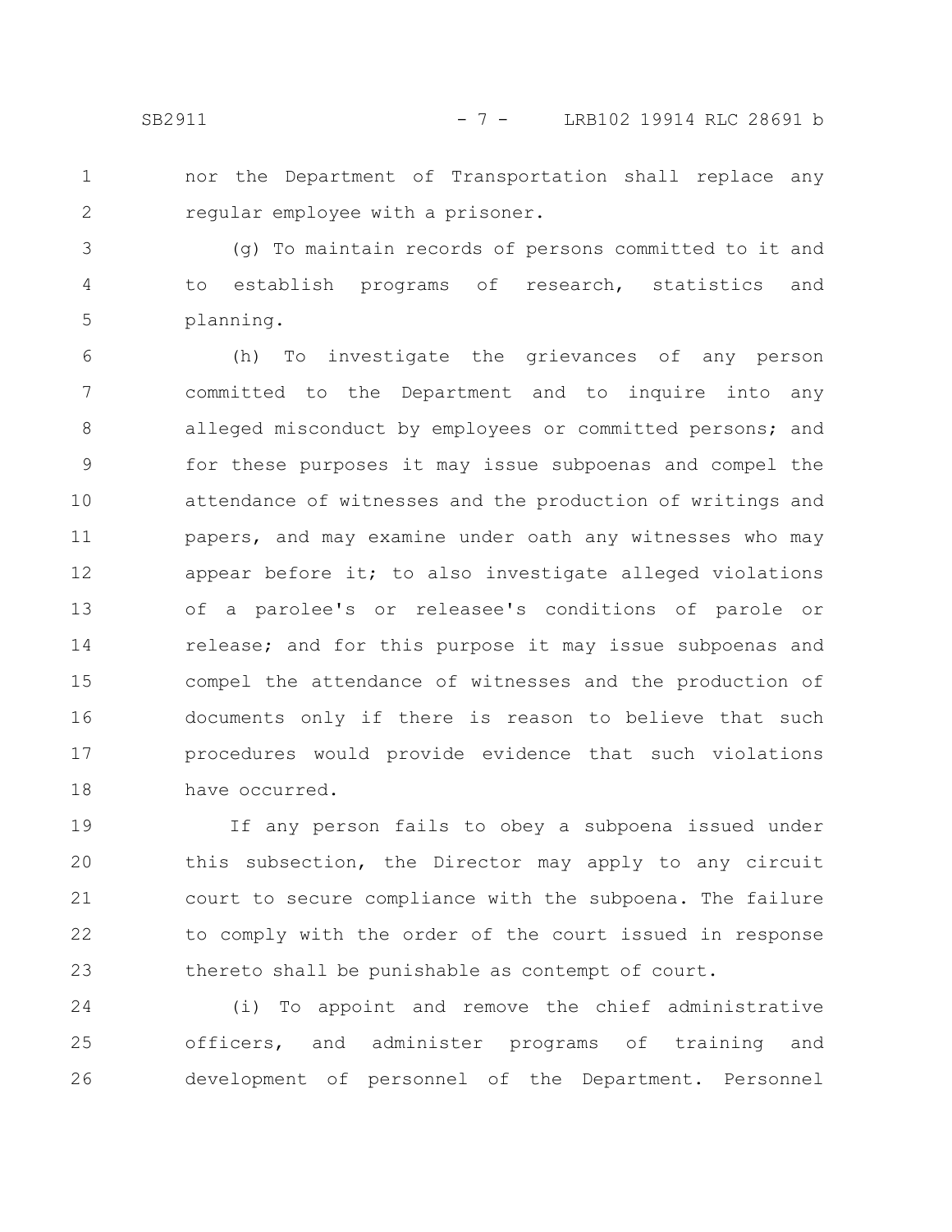nor the Department of Transportation shall replace any regular employee with a prisoner.

(g) To maintain records of persons committed to it and to establish programs of research, statistics and planning.

(h) To investigate the grievances of any person committed to the Department and to inquire into any alleged misconduct by employees or committed persons; and for these purposes it may issue subpoenas and compel the attendance of witnesses and the production of writings and papers, and may examine under oath any witnesses who may appear before it; to also investigate alleged violations of a parolee's or releasee's conditions of parole or release; and for this purpose it may issue subpoenas and compel the attendance of witnesses and the production of documents only if there is reason to believe that such procedures would provide evidence that such violations have occurred.

If any person fails to obey a subpoena issued under this subsection, the Director may apply to any circuit court to secure compliance with the subpoena. The failure to comply with the order of the court issued in response thereto shall be punishable as contempt of court.

(i) To appoint and remove the chief administrative officers, and administer programs of training and development of personnel of the Department. Personnel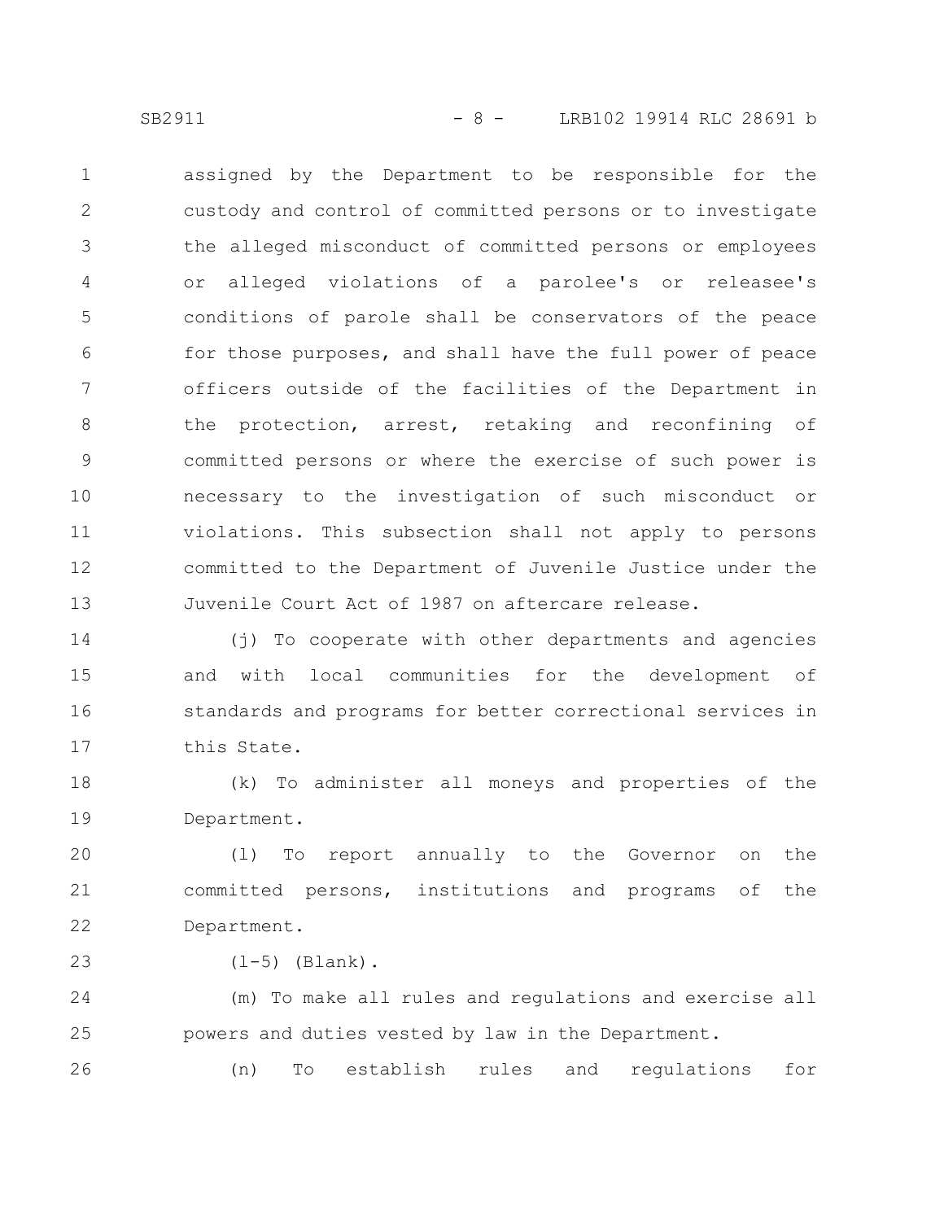assigned by the Department to be responsible for the custody and control of committed persons or to investigate the alleged misconduct of committed persons or employees or alleged violations of a parolee's or releasee's conditions of parole shall be conservators of the peace for those purposes, and shall have the full power of peace officers outside of the facilities of the Department in the protection, arrest, retaking and reconfining of committed persons or where the exercise of such power is necessary to the investigation of such misconduct or violations. This subsection shall not apply to persons committed to the Department of Juvenile Justice under the Juvenile Court Act of 1987 on aftercare release.

(j) To cooperate with other departments and agencies and with local communities for the development of standards and programs for better correctional services in this State.

(k) To administer all moneys and properties of the Department.

(l) To report annually to the Governor on the committed persons, institutions and programs of the Department.

(l-5) (Blank).

(m) To make all rules and regulations and exercise all powers and duties vested by law in the Department.

(n) To establish rules and regulations for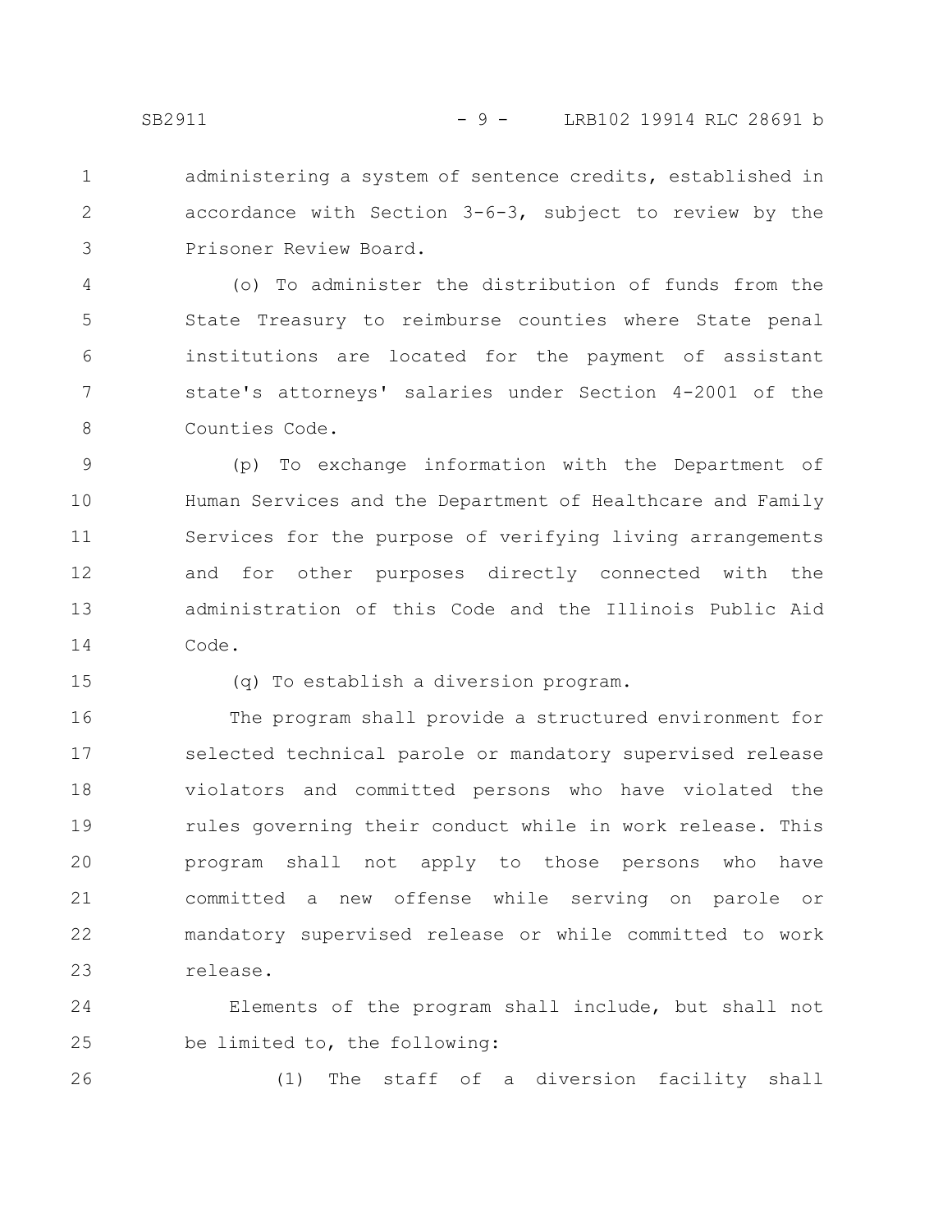administering a system of sentence credits, established in accordance with Section 3-6-3, subject to review by the Prisoner Review Board.

(o) To administer the distribution of funds from the State Treasury to reimburse counties where State penal institutions are located for the payment of assistant state's attorneys' salaries under Section 4-2001 of the Counties Code.

(p) To exchange information with the Department of Human Services and the Department of Healthcare and Family Services for the purpose of verifying living arrangements and for other purposes directly connected with the administration of this Code and the Illinois Public Aid Code.

(q) To establish a diversion program.

The program shall provide a structured environment for selected technical parole or mandatory supervised release violators and committed persons who have violated the rules governing their conduct while in work release. This program shall not apply to those persons who have committed a new offense while serving on parole or mandatory supervised release or while committed to work release.

Elements of the program shall include, but shall not be limited to, the following:

(1) The staff of a diversion facility shall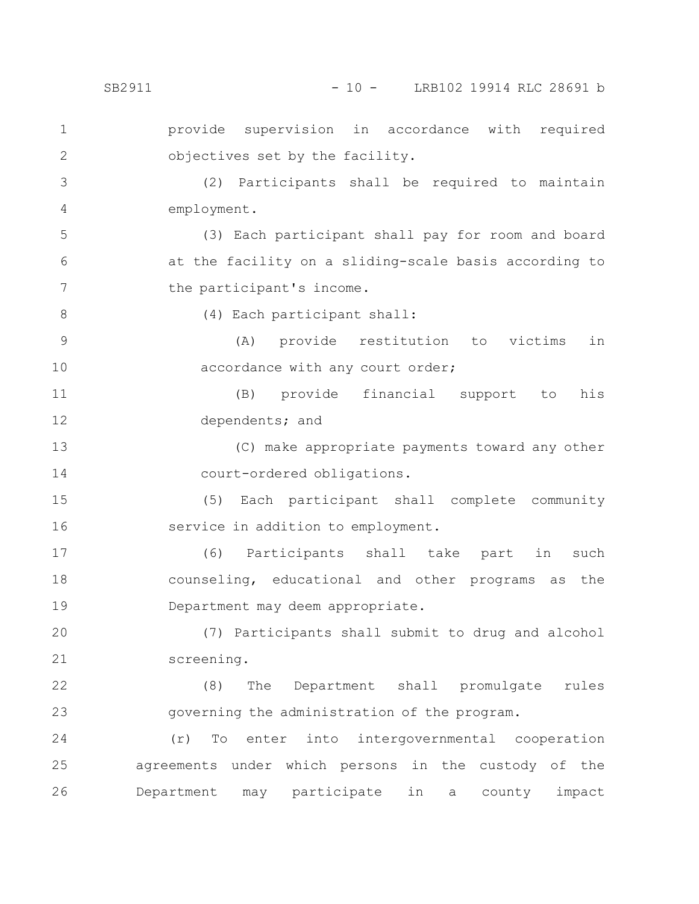provide supervision in accordance with required objectives set by the facility.

(2) Participants shall be required to maintain employment.

(3) Each participant shall pay for room and board at the facility on a sliding-scale basis according to the participant's income.

(4) Each participant shall:

(A) provide restitution to victims in accordance with any court order;

(B) provide financial support to his dependents; and

(C) make appropriate payments toward any other court-ordered obligations.

(5) Each participant shall complete community service in addition to employment.

(6) Participants shall take part in such counseling, educational and other programs as the Department may deem appropriate.

(7) Participants shall submit to drug and alcohol screening.

(8) The Department shall promulgate rules governing the administration of the program.

(r) To enter into intergovernmental cooperation agreements under which persons in the custody of the Department may participate in a county impact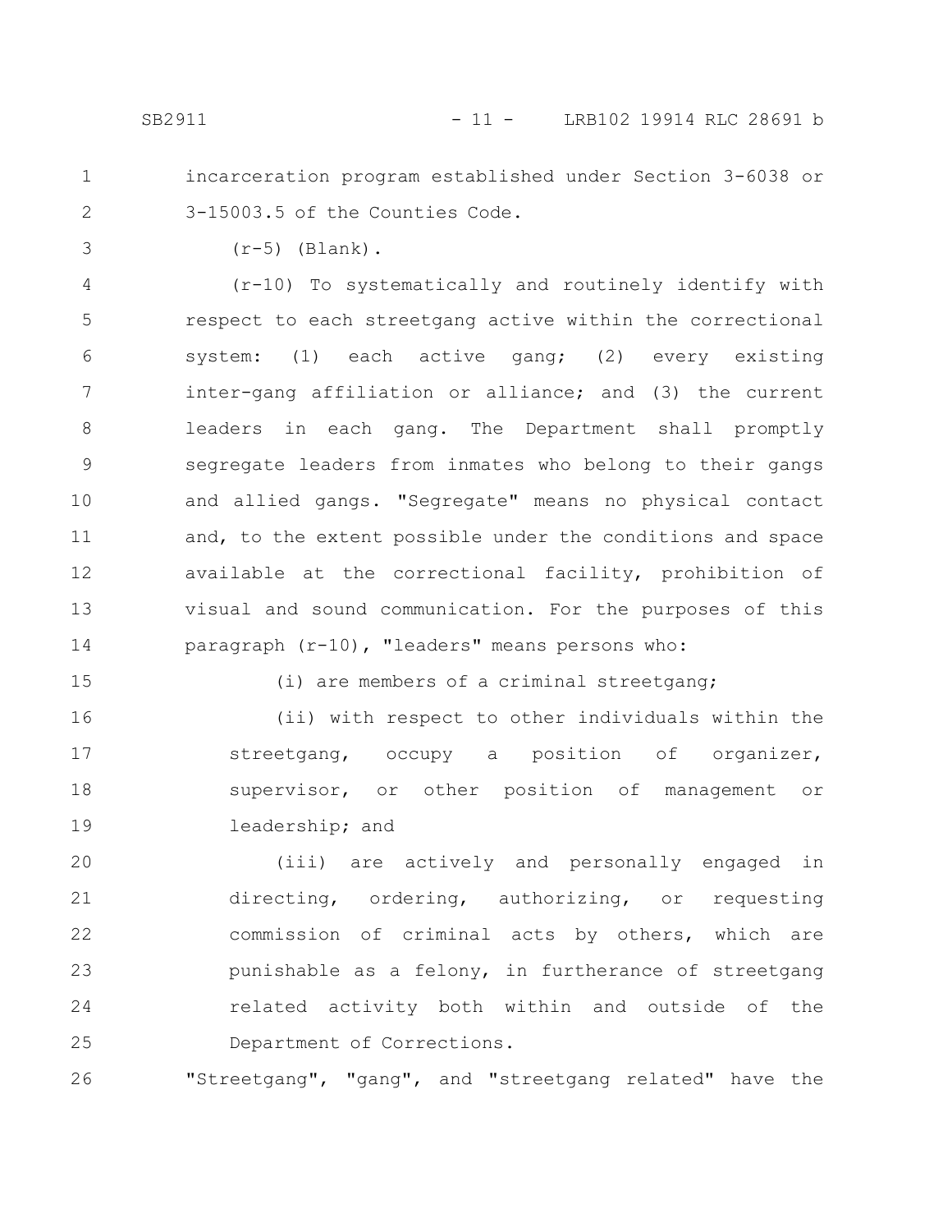incarceration program established under Section 3-6038 or 3-15003.5 of the Counties Code.

(r-5) (Blank).

(r-10) To systematically and routinely identify with respect to each streetgang active within the correctional system: (1) each active gang; (2) every existing inter-gang affiliation or alliance; and (3) the current leaders in each gang. The Department shall promptly segregate leaders from inmates who belong to their gangs and allied gangs. "Segregate" means no physical contact and, to the extent possible under the conditions and space available at the correctional facility, prohibition of visual and sound communication. For the purposes of this paragraph (r-10), "leaders" means persons who:

(i) are members of a criminal streetgang;

(ii) with respect to other individuals within the streetgang, occupy a position of organizer, supervisor, or other position of management or leadership; and

(iii) are actively and personally engaged in directing, ordering, authorizing, or requesting commission of criminal acts by others, which are punishable as a felony, in furtherance of streetgang related activity both within and outside of the Department of Corrections.

"Streetgang", "gang", and "streetgang related" have the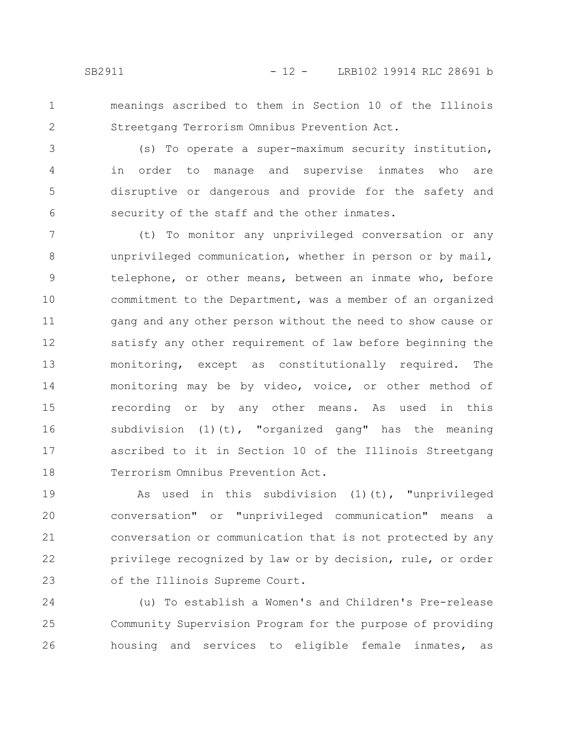meanings ascribed to them in Section 10 of the Illinois Streetgang Terrorism Omnibus Prevention Act.

(s) To operate a super-maximum security institution, in order to manage and supervise inmates who are disruptive or dangerous and provide for the safety and security of the staff and the other inmates.

(t) To monitor any unprivileged conversation or any unprivileged communication, whether in person or by mail, telephone, or other means, between an inmate who, before commitment to the Department, was a member of an organized gang and any other person without the need to show cause or satisfy any other requirement of law before beginning the monitoring, except as constitutionally required. The monitoring may be by video, voice, or other method of recording or by any other means. As used in this subdivision (1)(t), "organized gang" has the meaning ascribed to it in Section 10 of the Illinois Streetgang Terrorism Omnibus Prevention Act.

As used in this subdivision (1)(t), "unprivileged conversation" or "unprivileged communication" means a conversation or communication that is not protected by any privilege recognized by law or by decision, rule, or order of the Illinois Supreme Court.

(u) To establish a Women's and Children's Pre-release Community Supervision Program for the purpose of providing housing and services to eligible female inmates, as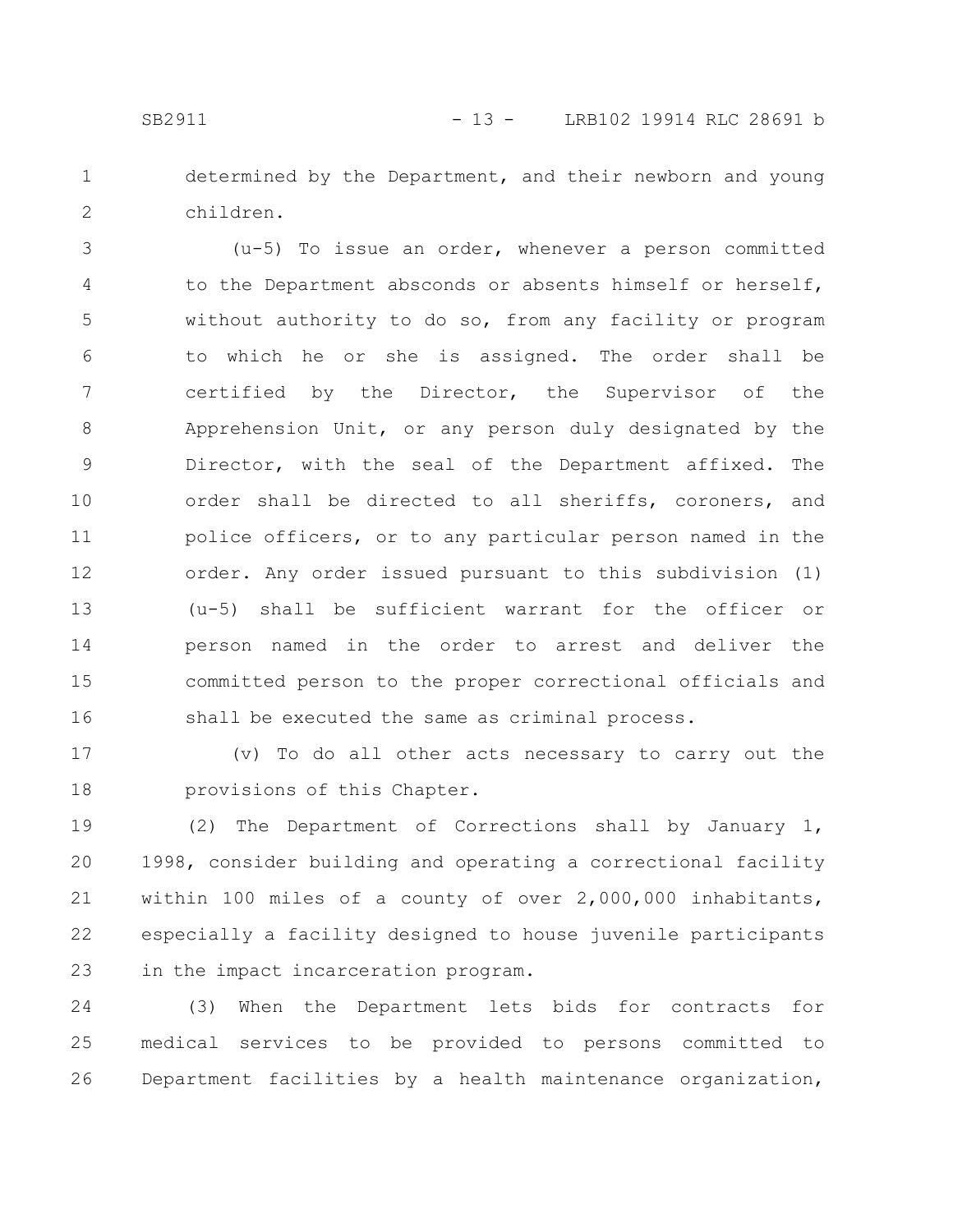determined by the Department, and their newborn and young children.

(u-5) To issue an order, whenever a person committed to the Department absconds or absents himself or herself, without authority to do so, from any facility or program to which he or she is assigned. The order shall be certified by the Director, the Supervisor of the Apprehension Unit, or any person duly designated by the Director, with the seal of the Department affixed. The order shall be directed to all sheriffs, coroners, and police officers, or to any particular person named in the order. Any order issued pursuant to this subdivision (1) (u-5) shall be sufficient warrant for the officer or person named in the order to arrest and deliver the committed person to the proper correctional officials and shall be executed the same as criminal process.

(v) To do all other acts necessary to carry out the provisions of this Chapter.

(2) The Department of Corrections shall by January 1, 1998, consider building and operating a correctional facility within 100 miles of a county of over 2,000,000 inhabitants, especially a facility designed to house juvenile participants in the impact incarceration program.

(3) When the Department lets bids for contracts for medical services to be provided to persons committed to Department facilities by a health maintenance organization,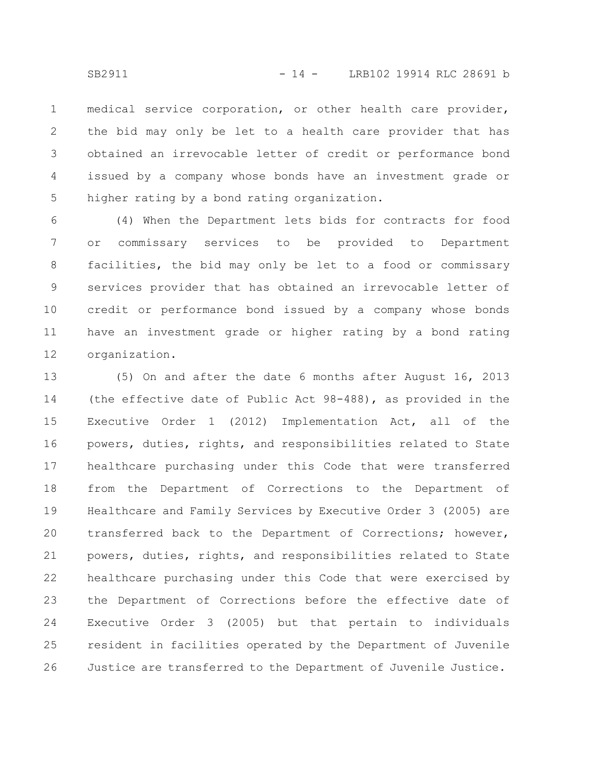medical service corporation, or other health care provider, the bid may only be let to a health care provider that has obtained an irrevocable letter of credit or performance bond issued by a company whose bonds have an investment grade or higher rating by a bond rating organization.

(4) When the Department lets bids for contracts for food or commissary services to be provided to Department facilities, the bid may only be let to a food or commissary services provider that has obtained an irrevocable letter of credit or performance bond issued by a company whose bonds have an investment grade or higher rating by a bond rating organization.

(5) On and after the date 6 months after August 16, 2013 (the effective date of Public Act 98-488), as provided in the Executive Order 1 (2012) Implementation Act, all of the powers, duties, rights, and responsibilities related to State healthcare purchasing under this Code that were transferred from the Department of Corrections to the Department of Healthcare and Family Services by Executive Order 3 (2005) are transferred back to the Department of Corrections; however, powers, duties, rights, and responsibilities related to State healthcare purchasing under this Code that were exercised by the Department of Corrections before the effective date of Executive Order 3 (2005) but that pertain to individuals resident in facilities operated by the Department of Juvenile Justice are transferred to the Department of Juvenile Justice.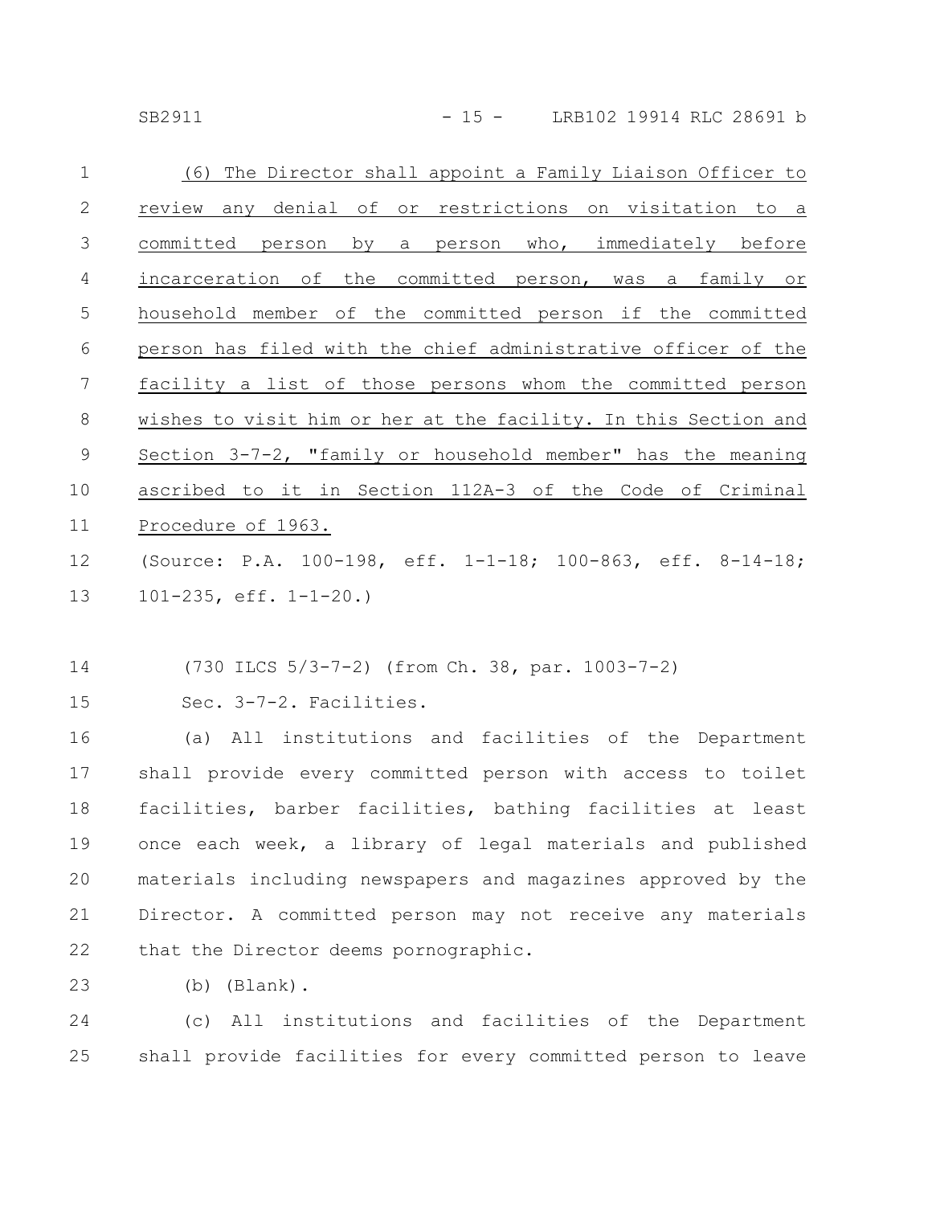(6) The Director shall appoint a Family Liaison Officer to review any denial of or restrictions on visitation to a committed person by a person who, immediately before incarceration of the committed person, was a family or household member of the committed person if the committed person has filed with the chief administrative officer of the facility a list of those persons whom the committed person wishes to visit him or her at the facility. In this Section and Section 3-7-2, "family or household member" has the meaning ascribed to it in Section 112A-3 of the Code of Criminal Procedure of 1963.

(Source: P.A. 100-198, eff. 1-1-18; 100-863, eff. 8-14-18; 101-235, eff. 1-1-20.)

(730 ILCS 5/3-7-2) (from Ch. 38, par. 1003-7-2)

Sec. 3-7-2. Facilities.

(a) All institutions and facilities of the Department shall provide every committed person with access to toilet facilities, barber facilities, bathing facilities at least once each week, a library of legal materials and published materials including newspapers and magazines approved by the Director. A committed person may not receive any materials that the Director deems pornographic.

(b) (Blank).

(c) All institutions and facilities of the Department shall provide facilities for every committed person to leave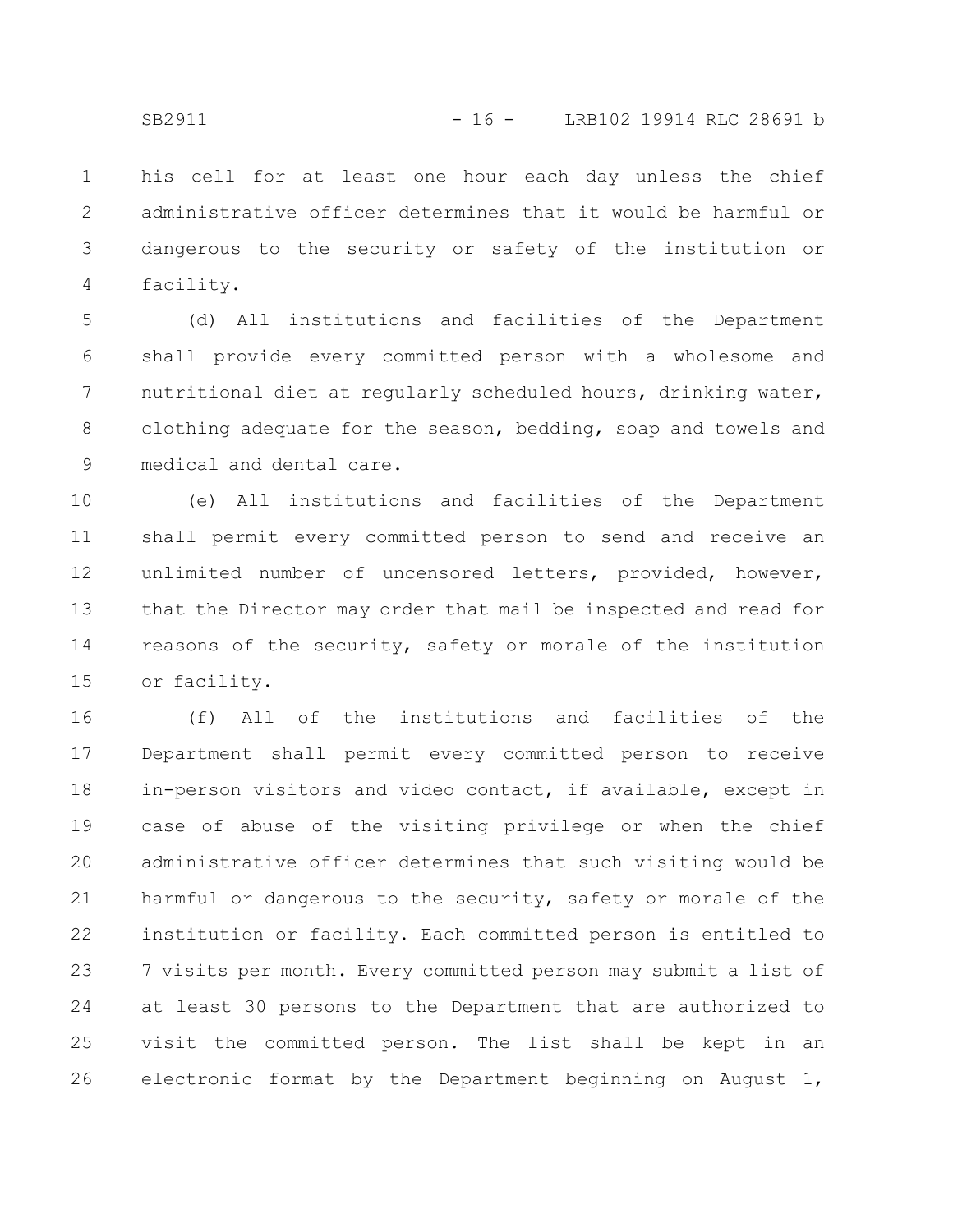his cell for at least one hour each day unless the chief administrative officer determines that it would be harmful or dangerous to the security or safety of the institution or facility.

(d) All institutions and facilities of the Department shall provide every committed person with a wholesome and nutritional diet at regularly scheduled hours, drinking water, clothing adequate for the season, bedding, soap and towels and medical and dental care.

(e) All institutions and facilities of the Department shall permit every committed person to send and receive an unlimited number of uncensored letters, provided, however, that the Director may order that mail be inspected and read for reasons of the security, safety or morale of the institution or facility.

(f) All of the institutions and facilities of the Department shall permit every committed person to receive in-person visitors and video contact, if available, except in case of abuse of the visiting privilege or when the chief administrative officer determines that such visiting would be harmful or dangerous to the security, safety or morale of the institution or facility. Each committed person is entitled to 7 visits per month. Every committed person may submit a list of at least 30 persons to the Department that are authorized to visit the committed person. The list shall be kept in an electronic format by the Department beginning on August 1,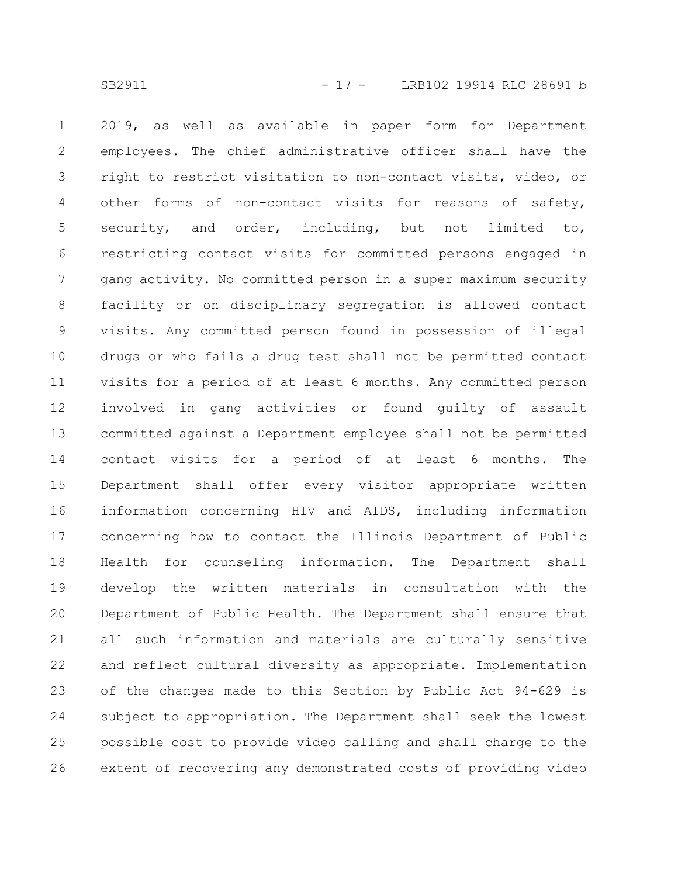2019, as well as available in paper form for Department employees. The chief administrative officer shall have the right to restrict visitation to non-contact visits, video, or other forms of non-contact visits for reasons of safety, security, and order, including, but not limited to, restricting contact visits for committed persons engaged in gang activity. No committed person in a super maximum security facility or on disciplinary segregation is allowed contact visits. Any committed person found in possession of illegal drugs or who fails a drug test shall not be permitted contact visits for a period of at least 6 months. Any committed person involved in gang activities or found guilty of assault committed against a Department employee shall not be permitted contact visits for a period of at least 6 months. The Department shall offer every visitor appropriate written information concerning HIV and AIDS, including information concerning how to contact the Illinois Department of Public Health for counseling information. The Department shall develop the written materials in consultation with the Department of Public Health. The Department shall ensure that all such information and materials are culturally sensitive and reflect cultural diversity as appropriate. Implementation of the changes made to this Section by Public Act 94-629 is subject to appropriation. The Department shall seek the lowest possible cost to provide video calling and shall charge to the extent of recovering any demonstrated costs of providing video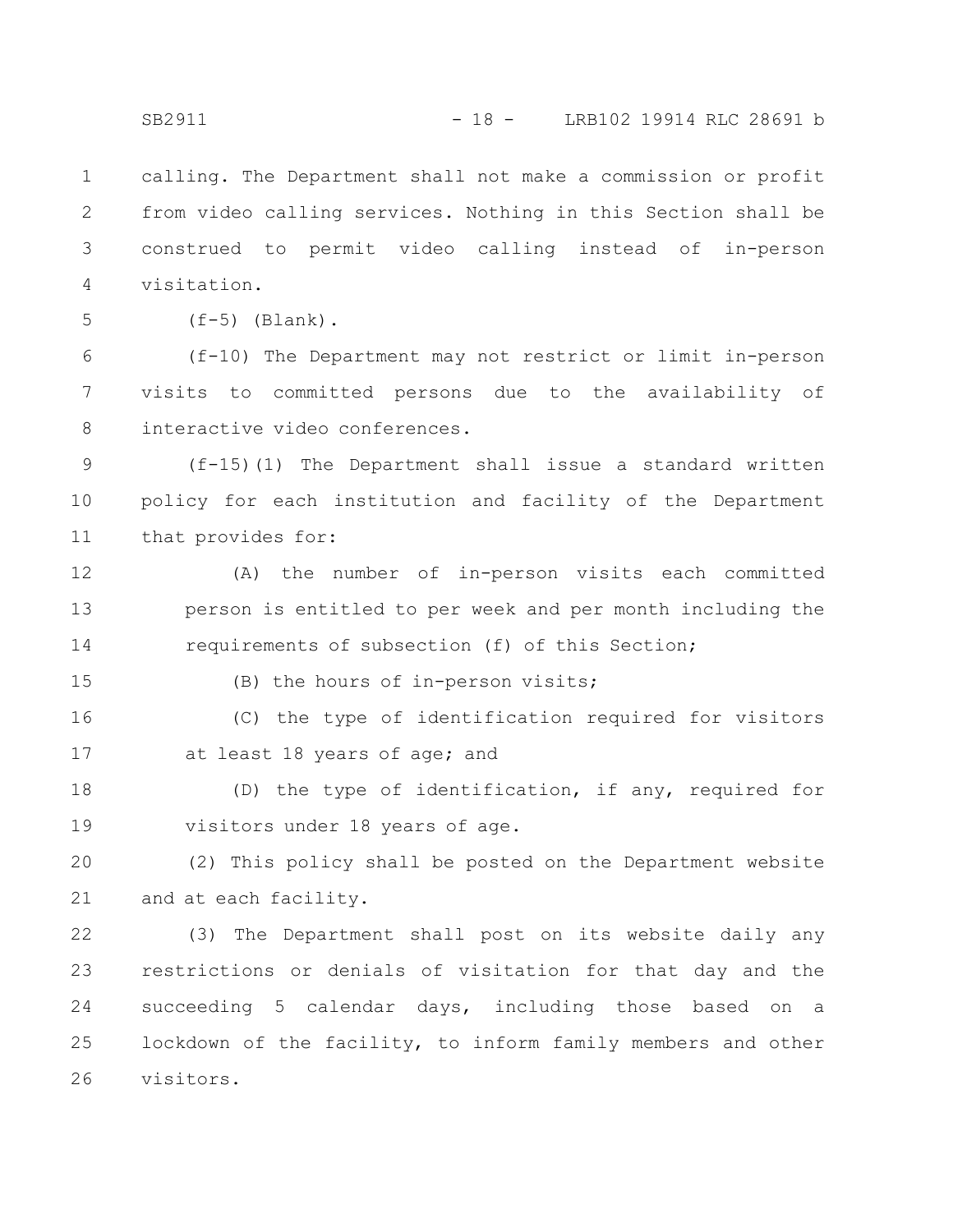calling. The Department shall not make a commission or profit from video calling services. Nothing in this Section shall be construed to permit video calling instead of in-person visitation.

(f-5) (Blank).

(f-10) The Department may not restrict or limit in-person visits to committed persons due to the availability of interactive video conferences.

(f-15)(1) The Department shall issue a standard written policy for each institution and facility of the Department that provides for:

(A) the number of in-person visits each committed person is entitled to per week and per month including the requirements of subsection (f) of this Section;

(B) the hours of in-person visits;

(C) the type of identification required for visitors at least 18 years of age; and

(D) the type of identification, if any, required for visitors under 18 years of age.

(2) This policy shall be posted on the Department website and at each facility.

(3) The Department shall post on its website daily any restrictions or denials of visitation for that day and the succeeding 5 calendar days, including those based on a lockdown of the facility, to inform family members and other visitors.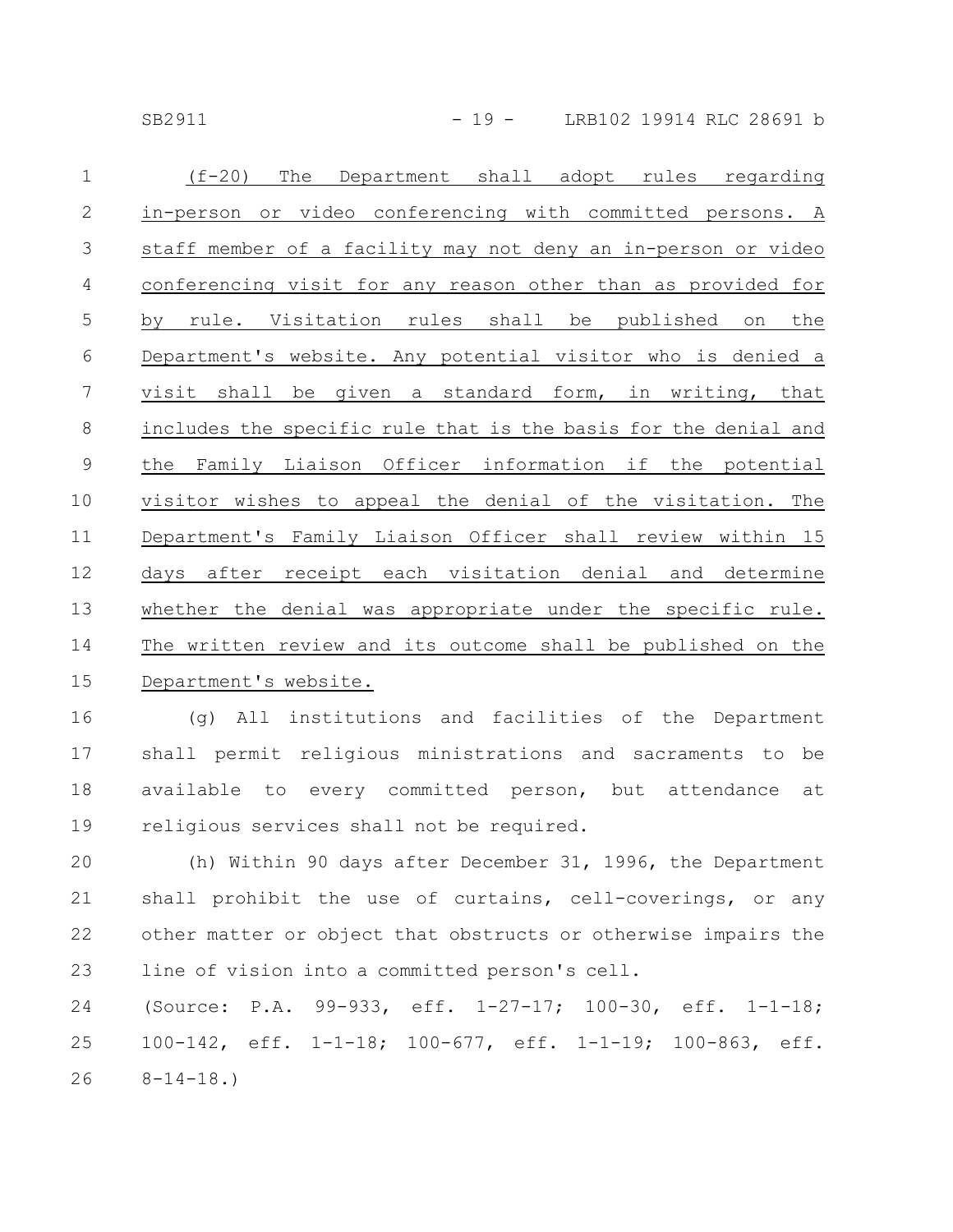(f-20) The Department shall adopt rules regarding in-person or video conferencing with committed persons. A staff member of a facility may not deny an in-person or video conferencing visit for any reason other than as provided for by rule. Visitation rules shall be published on the Department's website. Any potential visitor who is denied a visit shall be given a standard form, in writing, that includes the specific rule that is the basis for the denial and the Family Liaison Officer information if the potential visitor wishes to appeal the denial of the visitation. The Department's Family Liaison Officer shall review within 15 days after receipt each visitation denial and determine whether the denial was appropriate under the specific rule. The written review and its outcome shall be published on the Department's website.

(g) All institutions and facilities of the Department shall permit religious ministrations and sacraments to be available to every committed person, but attendance at religious services shall not be required.

(h) Within 90 days after December 31, 1996, the Department shall prohibit the use of curtains, cell-coverings, or any other matter or object that obstructs or otherwise impairs the line of vision into a committed person's cell.

(Source: P.A. 99-933, eff. 1-27-17; 100-30, eff. 1-1-18; 100-142, eff. 1-1-18; 100-677, eff. 1-1-19; 100-863, eff. 8-14-18.)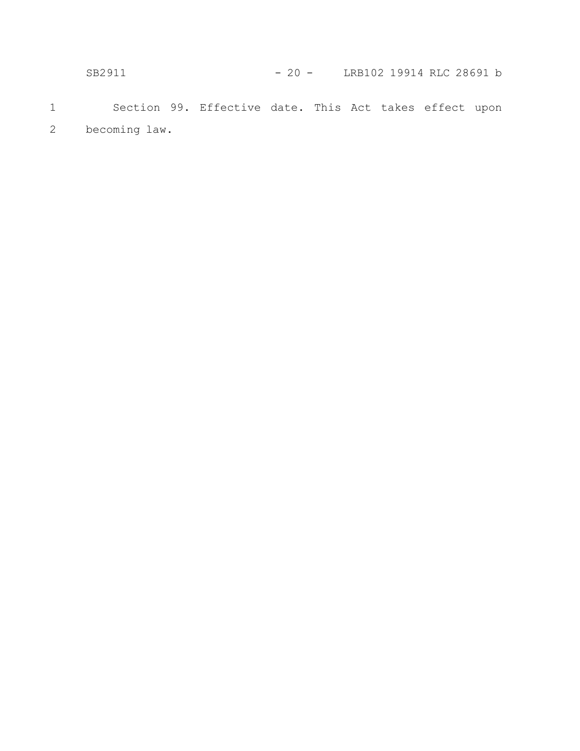Section 99. Effective date. This Act takes effect upon becoming law.